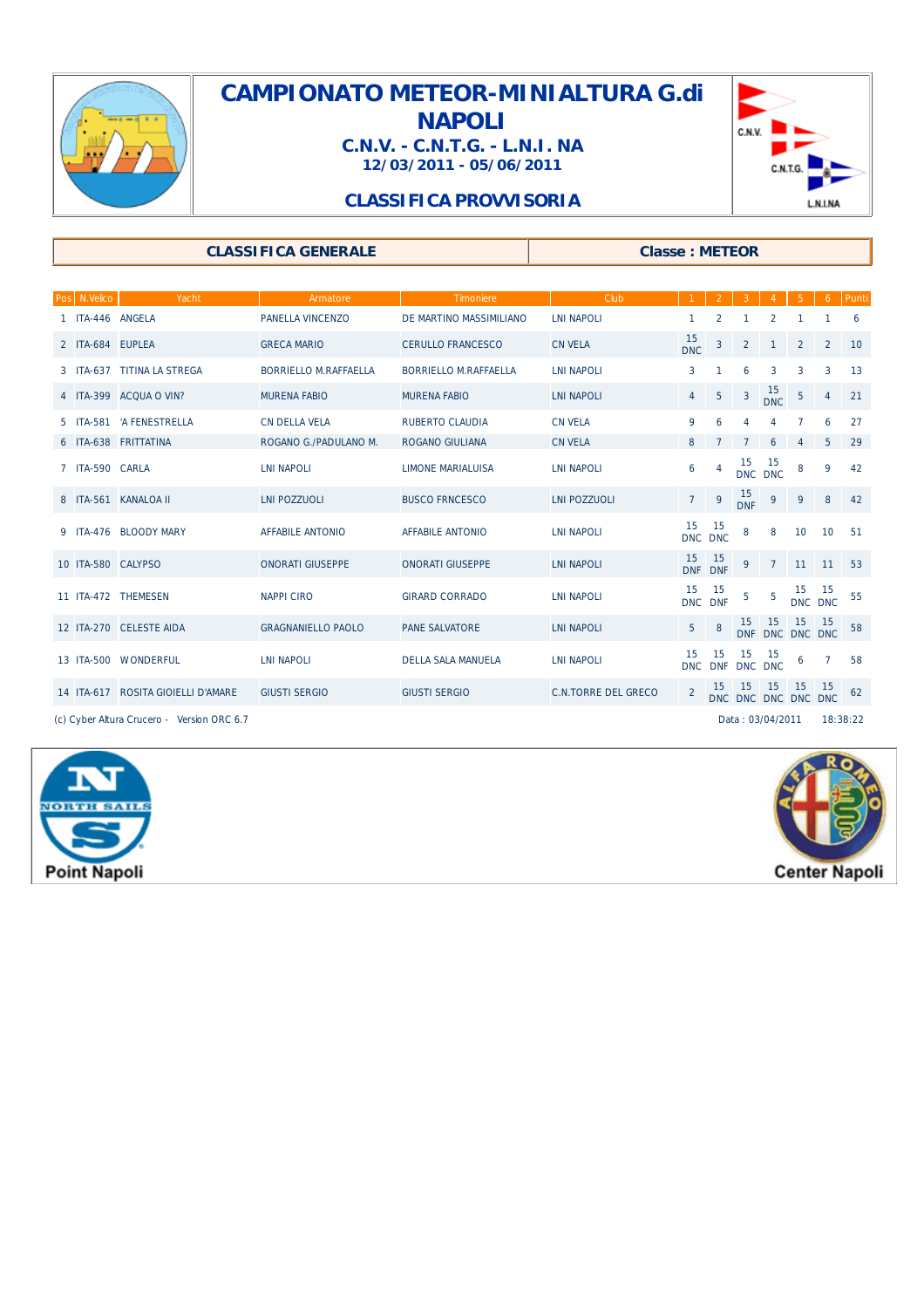# CAMPIONATO METEOR-MINIALTURA G.di NAPOLI

### C.N.V. - C.N.T.G. - L.N.I. NA

**12/03/2011 - 05/06/2011**

### CLASSIFICA PROVVISORIA

| CLASSIFICA GENERALE | Classe : METEOR |
|---|---|

| Pos | N.Velico | Yacht | Armatore | Timoniere | Club | 1 | 2 | 3 | 4 | 5 | 6 | Punti |
|---|---|---|---|---|---|---|---|---|---|---|---|---|
| 1 | ITA-446 | ANGELA | PANELLA VINCENZO | DE MARTINO MASSIMILIANO | LNI NAPOLI | 1 | 2 | 1 | 2 | 1 | 1 | 6 |
| 2 | ITA-684 | EUPLEA | GRECA MARIO | CERULLO FRANCESCO | CN VELA | 15 DNC | 3 | 2 | 1 | 2 | 2 | 10 |
| 3 | ITA-637 | TITINA LA STREGA | BORRIELLO M.RAFFAELLA | BORRIELLO M.RAFFAELLA | LNI NAPOLI | 3 | 1 | 6 | 3 | 3 | 3 | 13 |
| 4 | ITA-399 | ACQUA O VIN? | MURENA FABIO | MURENA FABIO | LNI NAPOLI | 4 | 5 | 3 | 15 DNC | 5 | 4 | 21 |
| 5 | ITA-581 | 'A FENESTRELLA | CN DELLA VELA | RUBERTO CLAUDIA | CN VELA | 9 | 6 | 4 | 4 | 7 | 6 | 27 |
| 6 | ITA-638 | FRITTATINA | ROGANO G./PADULANO M. | ROGANO GIULIANA | CN VELA | 8 | 7 | 7 | 6 | 4 | 5 | 29 |
| 7 | ITA-590 | CARLA | LNI NAPOLI | LIMONE MARIALUISA | LNI NAPOLI | 6 | 4 | 15 DNC | 15 DNC | 8 | 9 | 42 |
| 8 | ITA-561 | KANALOA II | LNI POZZUOLI | BUSCO FRNCESCO | LNI POZZUOLI | 7 | 9 | 15 DNF | 9 | 9 | 8 | 42 |
| 9 | ITA-476 | BLOODY MARY | AFFABILE ANTONIO | AFFABILE ANTONIO | LNI NAPOLI | 15 DNC | 15 DNC | 8 | 8 | 10 | 10 | 51 |
| 10 | ITA-580 | CALYPSO | ONORATI GIUSEPPE | ONORATI GIUSEPPE | LNI NAPOLI | 15 DNF | 15 DNF | 9 | 7 | 11 | 11 | 53 |
| 11 | ITA-472 | THEMESEN | NAPPI CIRO | GIRARD CORRADO | LNI NAPOLI | 15 DNC | 15 DNF | 5 | 5 | 15 DNC | 15 DNC | 55 |
| 12 | ITA-270 | CELESTE AIDA | GRAGNANIELLO PAOLO | PANE SALVATORE | LNI NAPOLI | 5 | 8 | 15 DNF | 15 DNC | 15 DNC | 15 DNC | 58 |
| 13 | ITA-500 | WONDERFUL | LNI NAPOLI | DELLA SALA MANUELA | LNI NAPOLI | 15 DNC | 15 DNF | 15 DNC | 15 DNC | 6 | 7 | 58 |
| 14 | ITA-617 | ROSITA GIOIELLI D'AMARE | GIUSTI SERGIO | GIUSTI SERGIO | C.N.TORRE DEL GRECO | 2 | 15 DNC | 15 DNC | 15 DNC | 15 DNC | 15 DNC | 62 |

(c) Cyber Altura Crucero - Version ORC 6.7 Data : 03/04/2011 18:38:22

Point Napoli

Center Napoli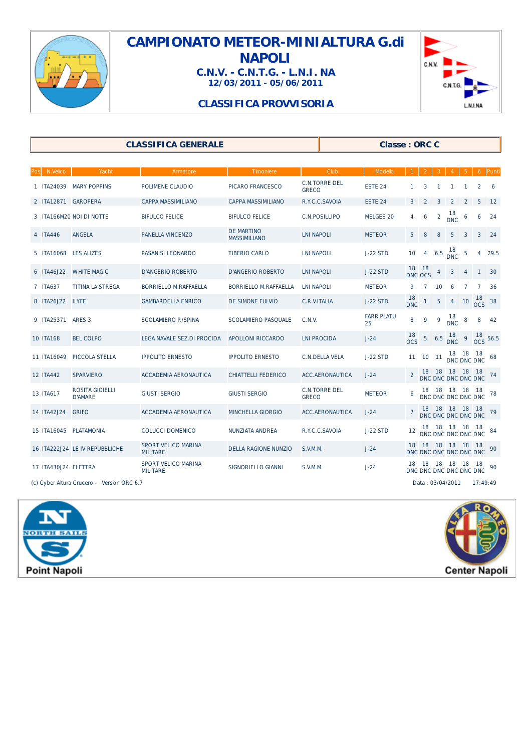# CAMPIONATO METEOR-MINIALTURA G.di NAPOLI

### C.N.V. - C.N.T.G. - L.N.I. NA
### 12/03/2011 - 05/06/2011

### CLASSIFICA PROVVISORIA

| CLASSIFICA GENERALE | Classe : ORC C |
| --- | --- |

| Pos | N.Velico | Yacht | Armatore | Timoniere | Club | Modello | 1 | 2 | 3 | 4 | 5 | 6 | Punti |
| --- | --- | --- | --- | --- | --- | --- | --- | --- | --- | --- | --- | --- | --- |
| 1 | ITA24039 | MARY POPPINS | POLIMENE CLAUDIO | PICARO FRANCESCO | C.N.TORRE DEL GRECO | ESTE 24 | 1 | 3 | 1 | 1 | 1 | 2 | 6 |
| 2 | ITA12871 | GAROPERA | CAPPA MASSIMILIANO | CAPPA MASSIMILIANO | R.Y.C.C.SAVOIA | ESTE 24 | 3 | 2 | 3 | 2 | 2 | 5 | 12 |
| 3 | ITA166M20 | NOI DI NOTTE | BIFULCO FELICE | BIFULCO FELICE | C.N.POSILLIPO | MELGES 20 | 4 | 6 | 2 | 18 DNC | 6 | 6 | 24 |
| 4 | ITA446 | ANGELA | PANELLA VINCENZO | DE MARTINO MASSIMILIANO | LNI NAPOLI | METEOR | 5 | 8 | 8 | 5 | 3 | 3 | 24 |
| 5 | ITA16068 | LES ALIZES | PASANISI LEONARDO | TIBERIO CARLO | LNI NAPOLI | J-22 STD | 10 | 4 | 6.5 | 18 DNC | 5 | 4 | 29.5 |
| 6 | ITA46J22 | WHITE MAGIC | D'ANGERIO ROBERTO | D'ANGERIO ROBERTO | LNI NAPOLI | J-22 STD | 18 DNC | 18 OCS | 4 | 3 | 4 | 1 | 30 |
| 7 | ITA637 | TITINA LA STREGA | BORRIELLO M.RAFFAELLA | BORRIELLO M.RAFFAELLA | LNI NAPOLI | METEOR | 9 | 7 | 10 | 6 | 7 | 7 | 36 |
| 8 | ITA26J22 | ILYFE | GAMBARDELLA ENRICO | DE SIMONE FULVIO | C.R.V.ITALIA | J-22 STD | 18 DNC | 1 | 5 | 4 | 10 | 18 OCS | 38 |
| 9 | ITA25371 | ARES 3 | SCOLAMIERO P./SPINA | SCOLAMIERO PASQUALE | C.N.V. | FARR PLATU 25 | 8 | 9 | 9 | 18 DNC | 8 | 8 | 42 |
| 10 | ITA168 | BEL COLPO | LEGA NAVALE SEZ.DI PROCIDA | APOLLONI RICCARDO | LNI PROCIDA | J-24 | 18 OCS | 5 | 6.5 | 18 DNC | 9 | 18 OCS | 56.5 |
| 11 | ITA16049 | PICCOLA STELLA | IPPOLITO ERNESTO | IPPOLITO ERNESTO | C.N.DELLA VELA | J-22 STD | 11 | 10 | 11 | 18 DNC | 18 DNC | 18 DNC | 68 |
| 12 | ITA442 | SPARVIERO | ACCADEMIA AERONAUTICA | CHIATTELLI FEDERICO | ACC.AERONAUTICA | J-24 | 2 | 18 DNC | 18 DNC | 18 DNC | 18 DNC | 18 DNC | 74 |
| 13 | ITA617 | ROSITA GIOIELLI D'AMARE | GIUSTI SERGIO | GIUSTI SERGIO | C.N.TORRE DEL GRECO | METEOR | 6 | 18 DNC | 18 DNC | 18 DNC | 18 DNC | 18 DNC | 78 |
| 14 | ITA42J24 | GRIFO | ACCADEMIA AERONAUTICA | MINCHELLA GIORGIO | ACC.AERONAUTICA | J-24 | 7 | 18 DNC | 18 DNC | 18 DNC | 18 DNC | 18 DNC | 79 |
| 15 | ITA16045 | PLATAMONIA | COLUCCI DOMENICO | NUNZIATA ANDREA | R.Y.C.C.SAVOIA | J-22 STD | 12 | 18 DNC | 18 DNC | 18 DNC | 18 DNC | 18 DNC | 84 |
| 16 | ITA222J24 | LE IV REPUBBLICHE | SPORT VELICO MARINA MILITARE | DELLA RAGIONE NUNZIO | S.V.M.M. | J-24 | 18 DNC | 18 DNC | 18 DNC | 18 DNC | 18 DNC | 18 DNC | 90 |
| 17 | ITA430J24 | ELETTRA | SPORT VELICO MARINA MILITARE | SIGNORIELLO GIANNI | S.V.M.M. | J-24 | 18 DNC | 18 DNC | 18 DNC | 18 DNC | 18 DNC | 18 DNC | 90 |

(c) Cyber Altura Crucero - Version ORC 6.7

Data : 03/04/2011 17:49:49

Point Napoli

Center Napoli